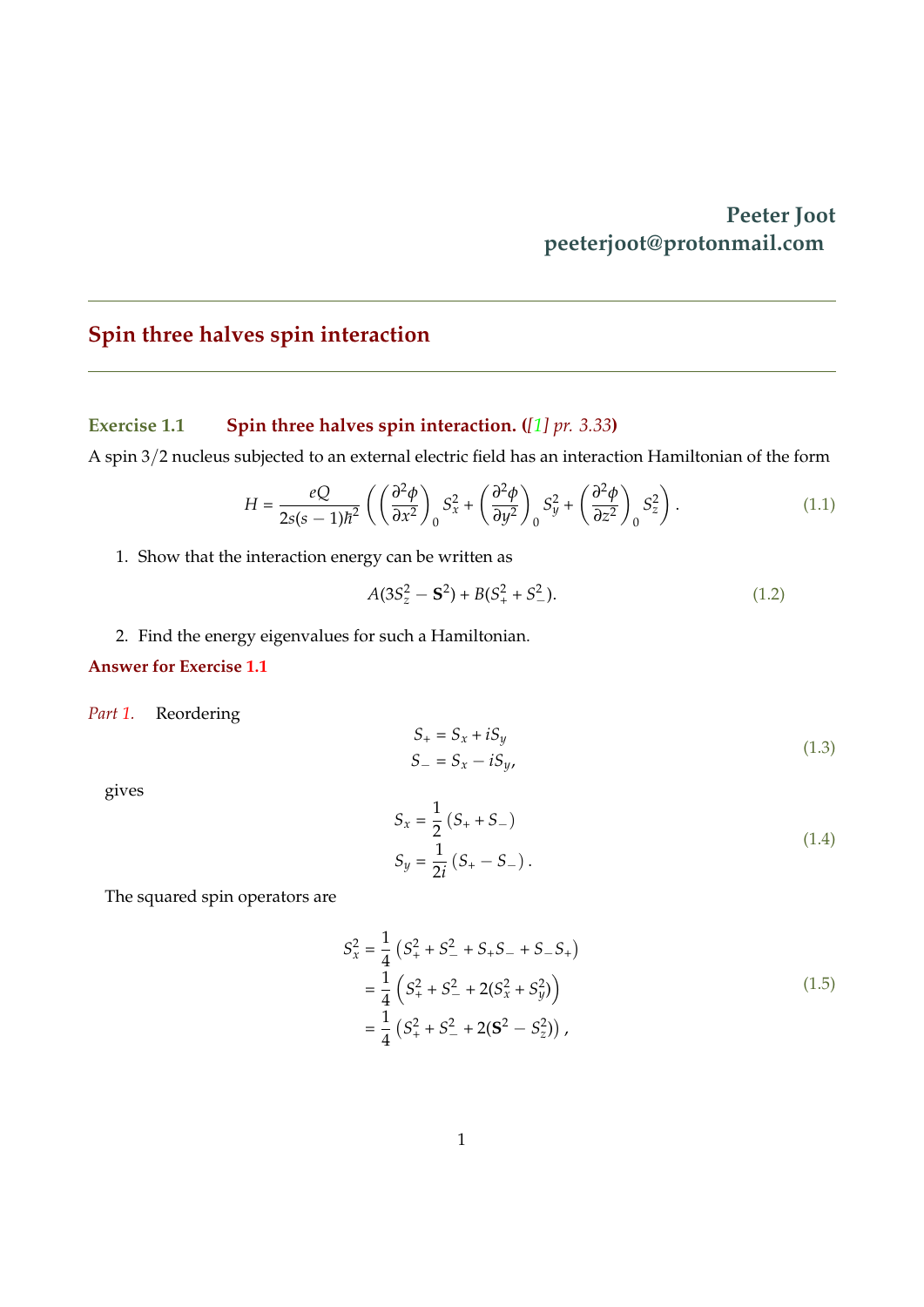**Peeter Joot**
**peeterjoot@protonmail.com**

---

# Spin three halves spin interaction

---

### Exercise 1.1 Spin three halves spin interaction. ([1] *pr. 3.33*)

A spin 3/2 nucleus subjected to an external electric field has an interaction Hamiltonian of the form

$$H = \frac{eQ}{2s(s-1)\hbar^2} \left( \left( \frac{\partial^2 \phi}{\partial x^2} \right)_0 S_x^2 + \left( \frac{\partial^2 \phi}{\partial y^2} \right)_0 S_y^2 + \left( \frac{\partial^2 \phi}{\partial z^2} \right)_0 S_z^2 \right). \tag{1.1}$$

1. Show that the interaction energy can be written as

$$A(3S_z^2 - \mathbf{S}^2) + B(S_+^2 + S_-^2). \tag{1.2}$$

2. Find the energy eigenvalues for such a Hamiltonian.

**Answer for Exercise 1.1**

*Part 1.* Reordering

$$\begin{aligned} S_+ &= S_x + i S_y \\ S_- &= S_x - i S_y, \end{aligned} \tag{1.3}$$

gives

$$\begin{aligned} S_x &= \frac{1}{2} \left( S_+ + S_- \right) \\ S_y &= \frac{1}{2i} \left( S_+ - S_- \right). \end{aligned} \tag{1.4}$$

The squared spin operators are

$$\begin{aligned} S_x^2 &= \frac{1}{4} \left( S_+^2 + S_-^2 + S_+ S_- + S_- S_+ \right) \\ &= \frac{1}{4} \left( S_+^2 + S_-^2 + 2(S_x^2 + S_y^2) \right) \\ &= \frac{1}{4} \left( S_+^2 + S_-^2 + 2(\mathbf{S}^2 - S_z^2) \right), \end{aligned} \tag{1.5}$$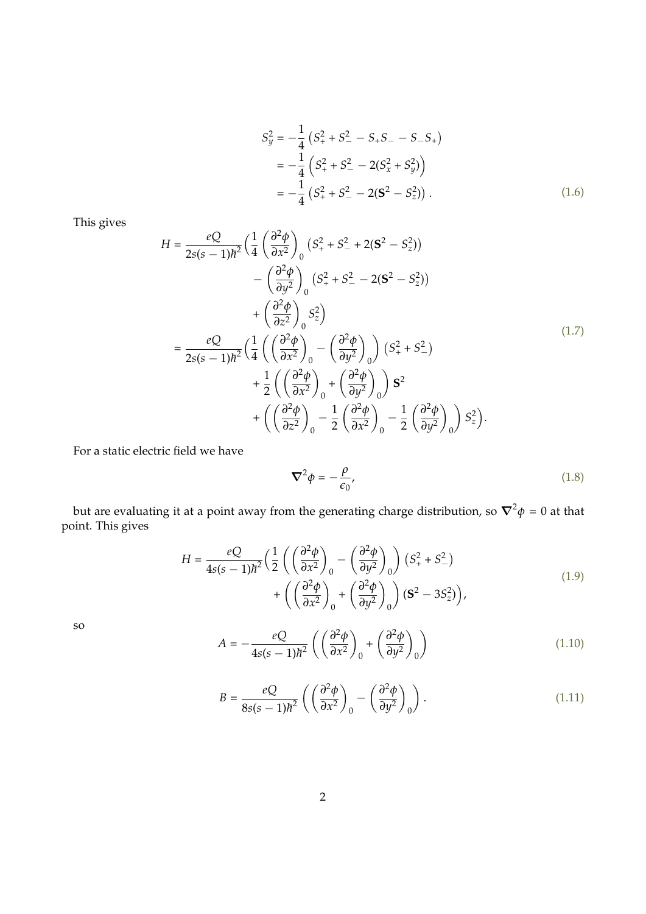$$
\begin{aligned}
S_y^2 &= -\frac{1}{4}\left(S_+^2 + S_-^2 - S_+S_- - S_-S_+\right) \\
&= -\frac{1}{4}\left(S_+^2 + S_-^2 - 2(S_x^2 + S_y^2)\right) \\
&= -\frac{1}{4}\left(S_+^2 + S_-^2 - 2(\mathbf{S}^2 - S_z^2)\right).
\end{aligned}
\tag{1.6}
$$

This gives

$$
\begin{aligned}
H = \frac{eQ}{2s(s-1)\hbar^2}\Big(&\frac{1}{4}\left(\frac{\partial^2\phi}{\partial x^2}\right)_0 \left(S_+^2 + S_-^2 + 2(\mathbf{S}^2 - S_z^2)\right) \\
&- \left(\frac{\partial^2\phi}{\partial y^2}\right)_0 \left(S_+^2 + S_-^2 - 2(\mathbf{S}^2 - S_z^2)\right) \\
&+ \left(\frac{\partial^2\phi}{\partial z^2}\right)_0 S_z^2\Big) \\
= \frac{eQ}{2s(s-1)\hbar^2}\Big(&\frac{1}{4}\left(\left(\frac{\partial^2\phi}{\partial x^2}\right)_0 - \left(\frac{\partial^2\phi}{\partial y^2}\right)_0\right)\left(S_+^2 + S_-^2\right) \\
&+ \frac{1}{2}\left(\left(\frac{\partial^2\phi}{\partial x^2}\right)_0 + \left(\frac{\partial^2\phi}{\partial y^2}\right)_0\right)\mathbf{S}^2 \\
&+ \left(\left(\frac{\partial^2\phi}{\partial z^2}\right)_0 - \frac{1}{2}\left(\frac{\partial^2\phi}{\partial x^2}\right)_0 - \frac{1}{2}\left(\frac{\partial^2\phi}{\partial y^2}\right)_0\right) S_z^2\Big).
\end{aligned}
\tag{1.7}
$$

For a static electric field we have

$$
\boldsymbol{\nabla}^2\phi = -\frac{\rho}{\epsilon_0},
\tag{1.8}
$$

but are evaluating it at a point away from the generating charge distribution, so $\boldsymbol{\nabla}^2\phi = 0$ at that point. This gives

$$
\begin{aligned}
H = \frac{eQ}{4s(s-1)\hbar^2}\Big(&\frac{1}{2}\left(\left(\frac{\partial^2\phi}{\partial x^2}\right)_0 - \left(\frac{\partial^2\phi}{\partial y^2}\right)_0\right)\left(S_+^2 + S_-^2\right) \\
&+ \left(\left(\frac{\partial^2\phi}{\partial x^2}\right)_0 + \left(\frac{\partial^2\phi}{\partial y^2}\right)_0\right)\left(\mathbf{S}^2 - 3S_z^2\right)\Big),
\end{aligned}
\tag{1.9}
$$

so

$$
A = -\frac{eQ}{4s(s-1)\hbar^2}\left(\left(\frac{\partial^2\phi}{\partial x^2}\right)_0 + \left(\frac{\partial^2\phi}{\partial y^2}\right)_0\right)
\tag{1.10}
$$

$$
B = \frac{eQ}{8s(s-1)\hbar^2}\left(\left(\frac{\partial^2\phi}{\partial x^2}\right)_0 - \left(\frac{\partial^2\phi}{\partial y^2}\right)_0\right).
\tag{1.11}
$$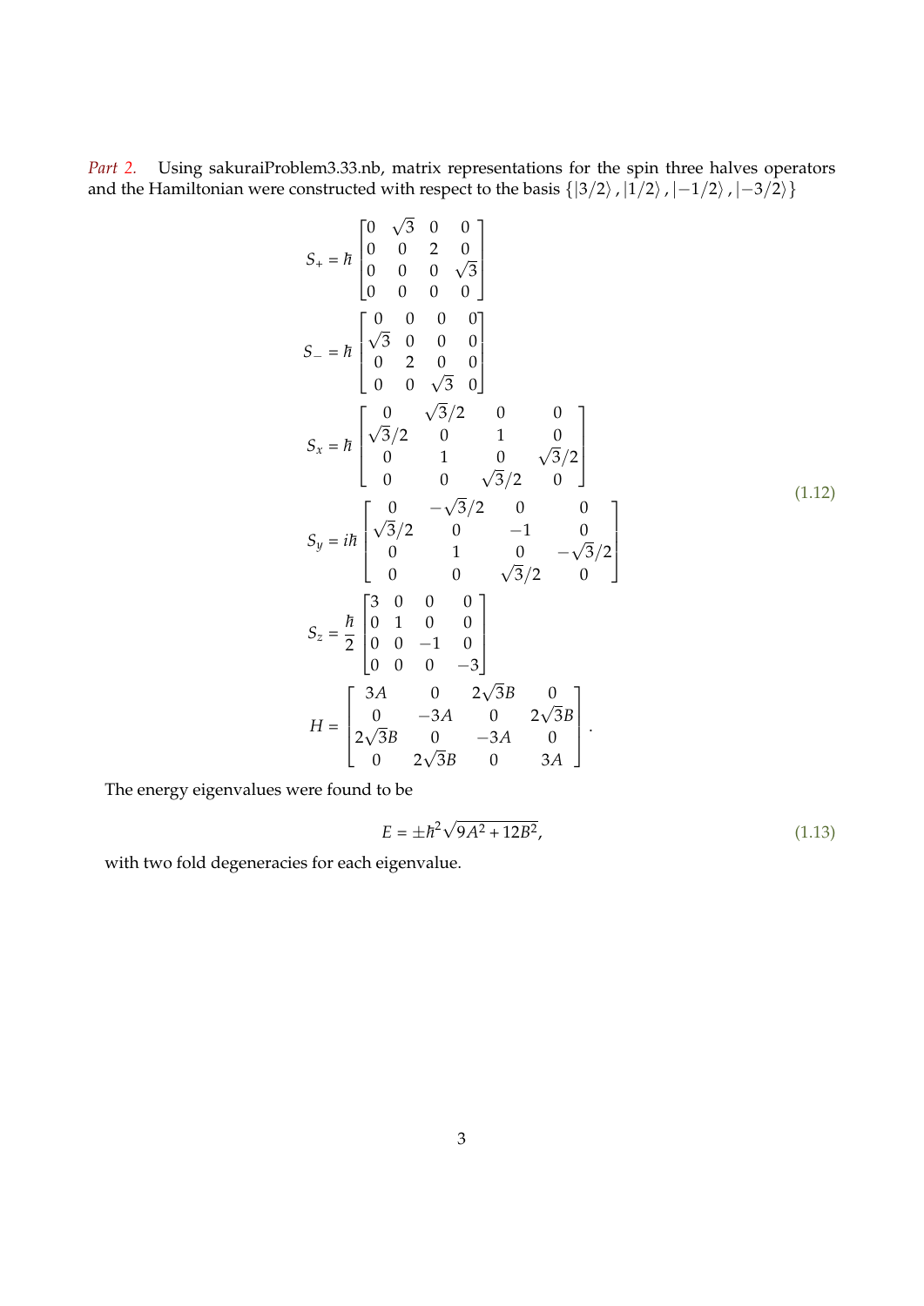*Part 2.* Using sakuraiProblem3.33.nb, matrix representations for the spin three halves operators and the Hamiltonian were constructed with respect to the basis $\{|3/2\rangle, |1/2\rangle, |-1/2\rangle, |-3/2\rangle\}$

$$
\begin{aligned}
S_+ &= \hbar \begin{bmatrix} 0 & \sqrt{3} & 0 & 0 \\ 0 & 0 & 2 & 0 \\ 0 & 0 & 0 & \sqrt{3} \\ 0 & 0 & 0 & 0 \end{bmatrix} \\
S_- &= \hbar \begin{bmatrix} 0 & 0 & 0 & 0 \\ \sqrt{3} & 0 & 0 & 0 \\ 0 & 2 & 0 & 0 \\ 0 & 0 & \sqrt{3} & 0 \end{bmatrix} \\
S_x &= \hbar \begin{bmatrix} 0 & \sqrt{3}/2 & 0 & 0 \\ \sqrt{3}/2 & 0 & 1 & 0 \\ 0 & 1 & 0 & \sqrt{3}/2 \\ 0 & 0 & \sqrt{3}/2 & 0 \end{bmatrix} \\
S_y &= i\hbar \begin{bmatrix} 0 & -\sqrt{3}/2 & 0 & 0 \\ \sqrt{3}/2 & 0 & -1 & 0 \\ 0 & 1 & 0 & -\sqrt{3}/2 \\ 0 & 0 & \sqrt{3}/2 & 0 \end{bmatrix} \\
S_z &= \frac{\hbar}{2} \begin{bmatrix} 3 & 0 & 0 & 0 \\ 0 & 1 & 0 & 0 \\ 0 & 0 & -1 & 0 \\ 0 & 0 & 0 & -3 \end{bmatrix} \\
H &= \begin{bmatrix} 3A & 0 & 2\sqrt{3}B & 0 \\ 0 & -3A & 0 & 2\sqrt{3}B \\ 2\sqrt{3}B & 0 & -3A & 0 \\ 0 & 2\sqrt{3}B & 0 & 3A \end{bmatrix}.
\end{aligned}
\tag{1.12}
$$

The energy eigenvalues were found to be

$$
E = \pm\hbar^2\sqrt{9A^2 + 12B^2}, \tag{1.13}
$$

with two fold degeneracies for each eigenvalue.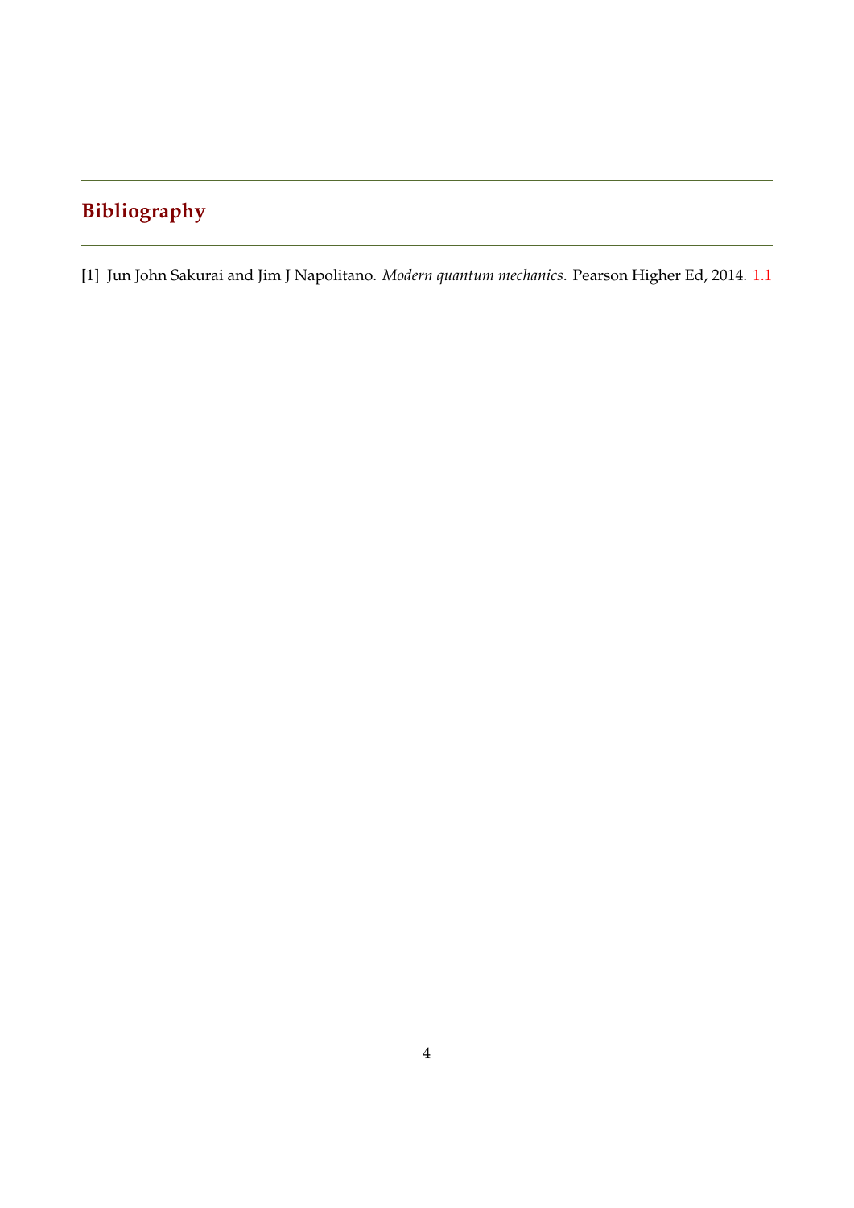# Bibliography

[1] Jun John Sakurai and Jim J Napolitano. *Modern quantum mechanics*. Pearson Higher Ed, 2014. 1.1